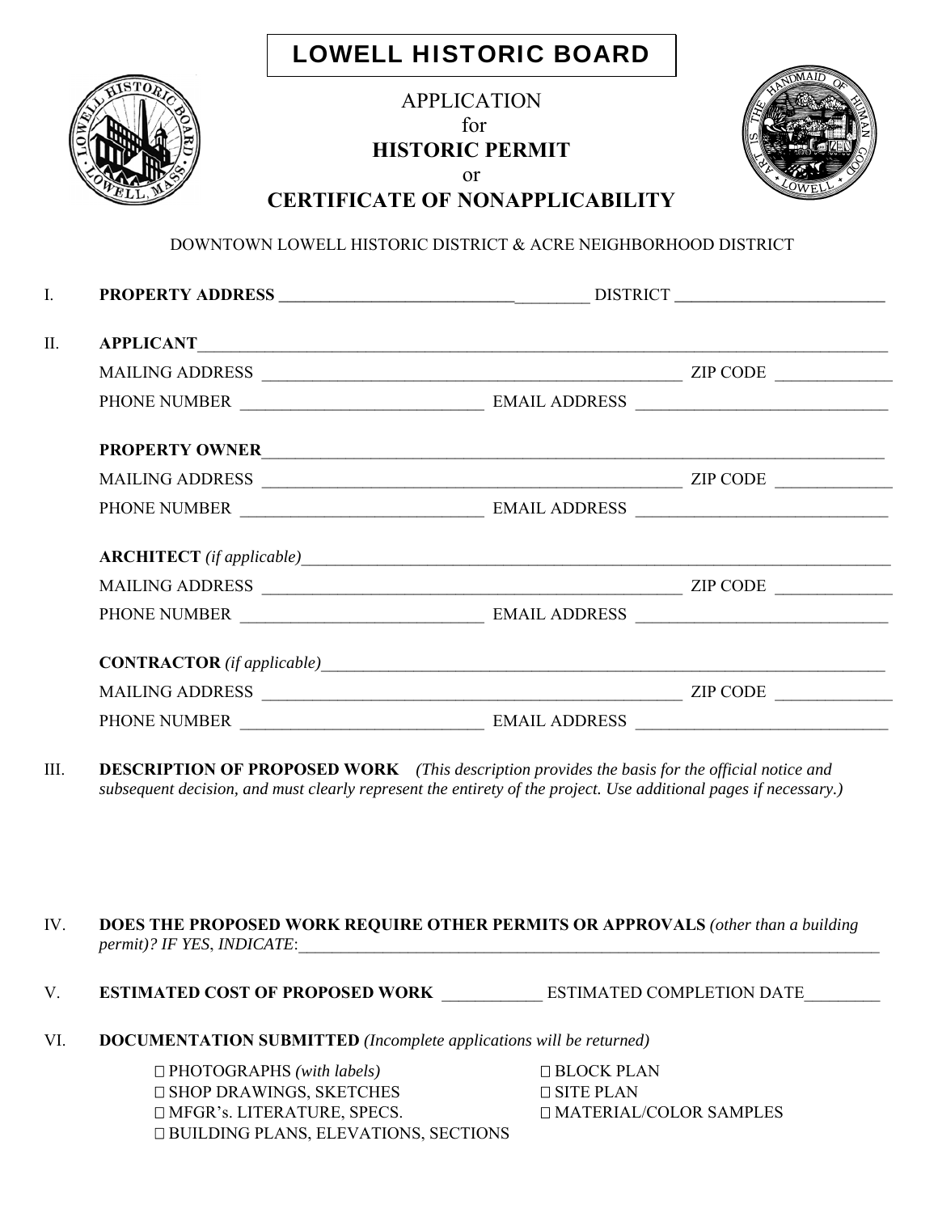# LOWELL HISTORIC BOARD

## APPLICATION for HISTORIC PERMIT or CERTIFICATE OF NONAPPLICABILITY

DOWNTOWN LOWELL HISTORIC DISTRICT & ACRE NEIGHBORHOOD DISTRICT

I. **PROPERTY ADDRESS** ______________________________________ DISTRICT __________________________

II. **APPLICANT**_____________________________________________________________________________________

MAILING ADDRESS ___________________________________________________ ZIP CODE ______________

PHONE NUMBER _____________________________ EMAIL ADDRESS ______________________________

**PROPERTY OWNER**_____________________________________________________________________________

MAILING ADDRESS ___________________________________________________ ZIP CODE ______________

PHONE NUMBER _____________________________ EMAIL ADDRESS ______________________________

**ARCHITECT** *(if applicable)*___________________________________________________________________________

MAILING ADDRESS ___________________________________________________ ZIP CODE ______________

PHONE NUMBER _____________________________ EMAIL ADDRESS ______________________________

**CONTRACTOR** *(if applicable)*_________________________________________________________________________

MAILING ADDRESS ___________________________________________________ ZIP CODE ______________

PHONE NUMBER _____________________________ EMAIL ADDRESS ______________________________

III. **DESCRIPTION OF PROPOSED WORK** *(This description provides the basis for the official notice and subsequent decision, and must clearly represent the entirety of the project. Use additional pages if necessary.)*

IV. **DOES THE PROPOSED WORK REQUIRE OTHER PERMITS OR APPROVALS** *(other than a building permit)? IF YES, INDICATE*:___________________________________________________________________________

V. **ESTIMATED COST OF PROPOSED WORK** ____________ ESTIMATED COMPLETION DATE_________

VI. **DOCUMENTATION SUBMITTED** *(Incomplete applications will be returned)*

- ☐ PHOTOGRAPHS *(with labels)*
- ☐ SHOP DRAWINGS, SKETCHES
- ☐ MFGR's. LITERATURE, SPECS.
- ☐ BUILDING PLANS, ELEVATIONS, SECTIONS
- ☐ BLOCK PLAN
- ☐ SITE PLAN
- ☐ MATERIAL/COLOR SAMPLES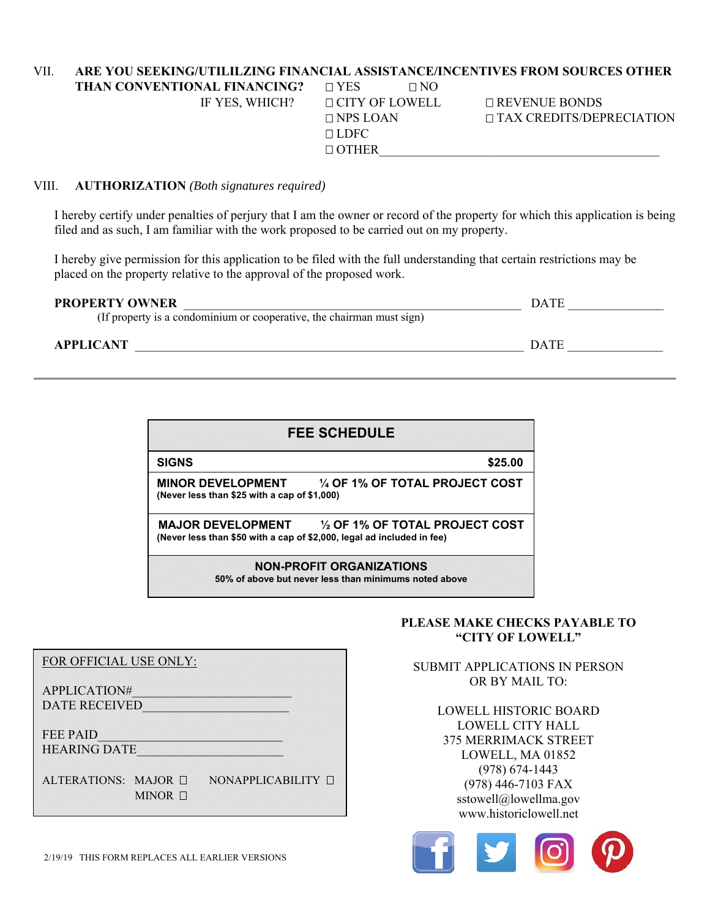VII. **ARE YOU SEEKING/UTILILZING FINANCIAL ASSISTANCE/INCENTIVES FROM SOURCES OTHER THAN CONVENTIONAL FINANCING?** ☐ YES ☐ NO

IF YES, WHICH?
- ☐ CITY OF LOWELL
- ☐ REVENUE BONDS
- ☐ NPS LOAN
- ☐ TAX CREDITS/DEPRECIATION
- ☐ LDFC
- ☐ OTHER_____________________________________________

VIII. **AUTHORIZATION** *(Both signatures required)*

I hereby certify under penalties of perjury that I am the owner or record of the property for which this application is being filed and as such, I am familiar with the work proposed to be carried out on my property.

I hereby give permission for this application to be filed with the full understanding that certain restrictions may be placed on the property relative to the approval of the proposed work.

**PROPERTY OWNER** _______________________________________________ DATE _______________
(If property is a condominium or cooperative, the chairman must sign)

**APPLICANT** _______________________________________________ DATE _______________

---

| FEE SCHEDULE | |
|---|---|
| **SIGNS** | **$25.00** |
| **MINOR DEVELOPMENT** (Never less than $25 with a cap of $1,000) | **¼ OF 1% OF TOTAL PROJECT COST** |
| **MAJOR DEVELOPMENT** (Never less than $50 with a cap of $2,000, legal ad included in fee) | **½ OF 1% OF TOTAL PROJECT COST** |
| **NON-PROFIT ORGANIZATIONS** 50% of above but never less than minimums noted above | |

FOR OFFICIAL USE ONLY:

APPLICATION#________________________
DATE RECEIVED______________________

FEE PAID___________________________
HEARING DATE______________________

ALTERATIONS: MAJOR ☐ NONAPPLICABILITY ☐
MINOR ☐

**PLEASE MAKE CHECKS PAYABLE TO "CITY OF LOWELL"**

SUBMIT APPLICATIONS IN PERSON OR BY MAIL TO:

LOWELL HISTORIC BOARD
LOWELL CITY HALL
375 MERRIMACK STREET
LOWELL, MA 01852
(978) 674-1443
(978) 446-7103 FAX
sstowell@lowellma.gov
www.historiclowell.net

2/19/19 THIS FORM REPLACES ALL EARLIER VERSIONS